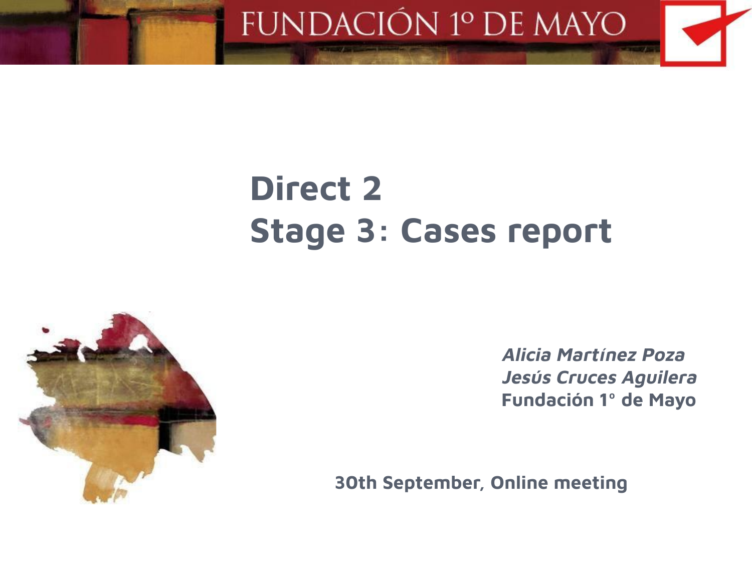FUNDACIÓN 1º DE MAYO

# Direct 2
# Stage 3: Cases report

*Alicia Martínez Poza*
*Jesús Cruces Aguilera*
**Fundación 1º de Mayo**

**30th September, Online meeting**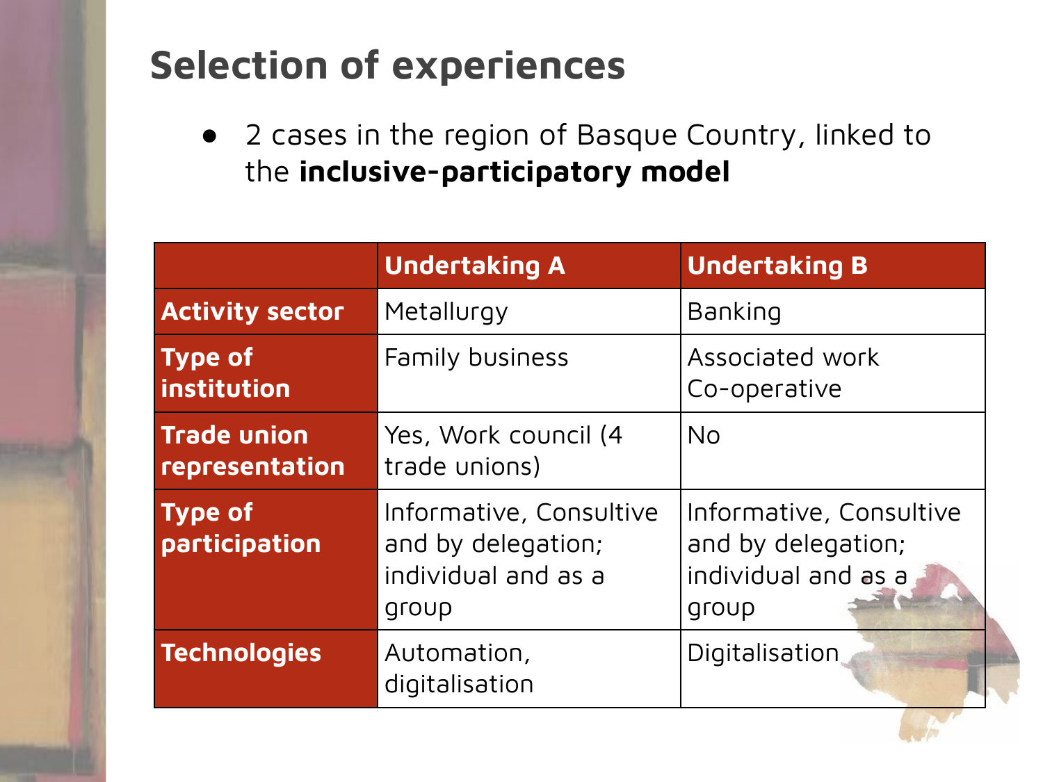# Selection of experiences

- 2 cases in the region of Basque Country, linked to the **inclusive-participatory model**

| | Undertaking A | Undertaking B |
|---|---|---|
| **Activity sector** | Metallurgy | Banking |
| **Type of institution** | Family business | Associated work Co-operative |
| **Trade union representation** | Yes, Work council (4 trade unions) | No |
| **Type of participation** | Informative, Consultive and by delegation; individual and as a group | Informative, Consultive and by delegation; individual and as a group |
| **Technologies** | Automation, digitalisation | Digitalisation |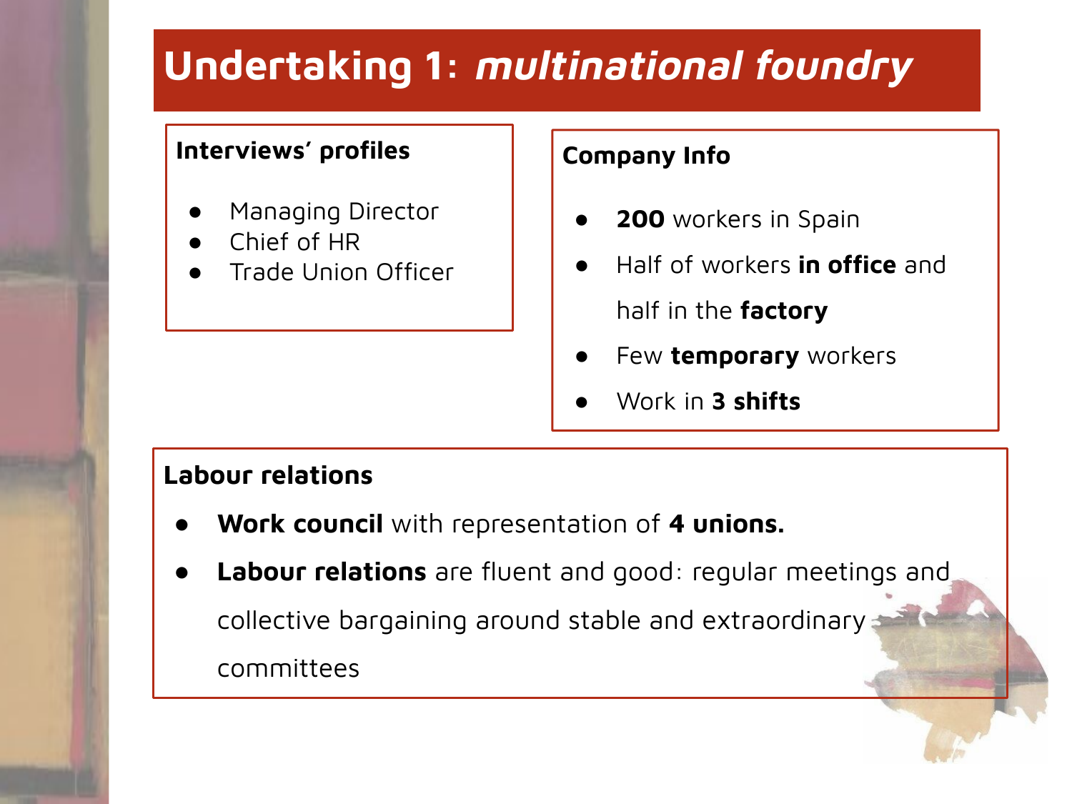# Undertaking 1: *multinational foundry*

**Interviews' profiles**

- Managing Director
- Chief of HR
- Trade Union Officer

**Company Info**

- **200** workers in Spain
- Half of workers **in office** and half in the **factory**
- Few **temporary** workers
- Work in **3 shifts**

**Labour relations**

- **Work council** with representation of **4 unions.**
- **Labour relations** are fluent and good: regular meetings and collective bargaining around stable and extraordinary committees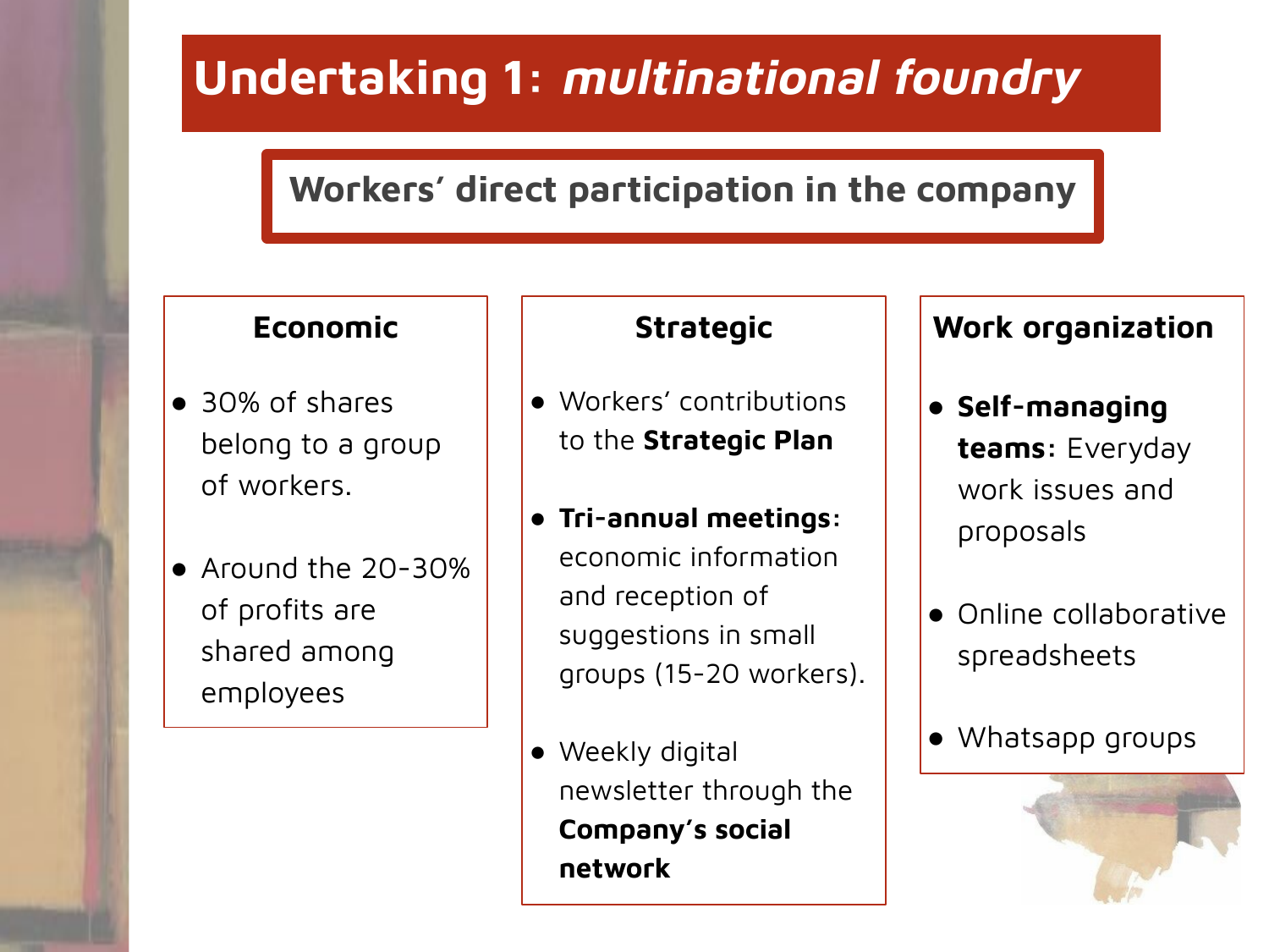# Undertaking 1: *multinational foundry*

## Workers' direct participation in the company

### Economic

- 30% of shares belong to a group of workers.
- Around the 20-30% of profits are shared among employees

### Strategic

- Workers' contributions to the **Strategic Plan**
- **Tri-annual meetings**: economic information and reception of suggestions in small groups (15-20 workers).
- Weekly digital newsletter through the **Company's social network**

### Work organization

- **Self-managing teams**: Everyday work issues and proposals
- Online collaborative spreadsheets
- Whatsapp groups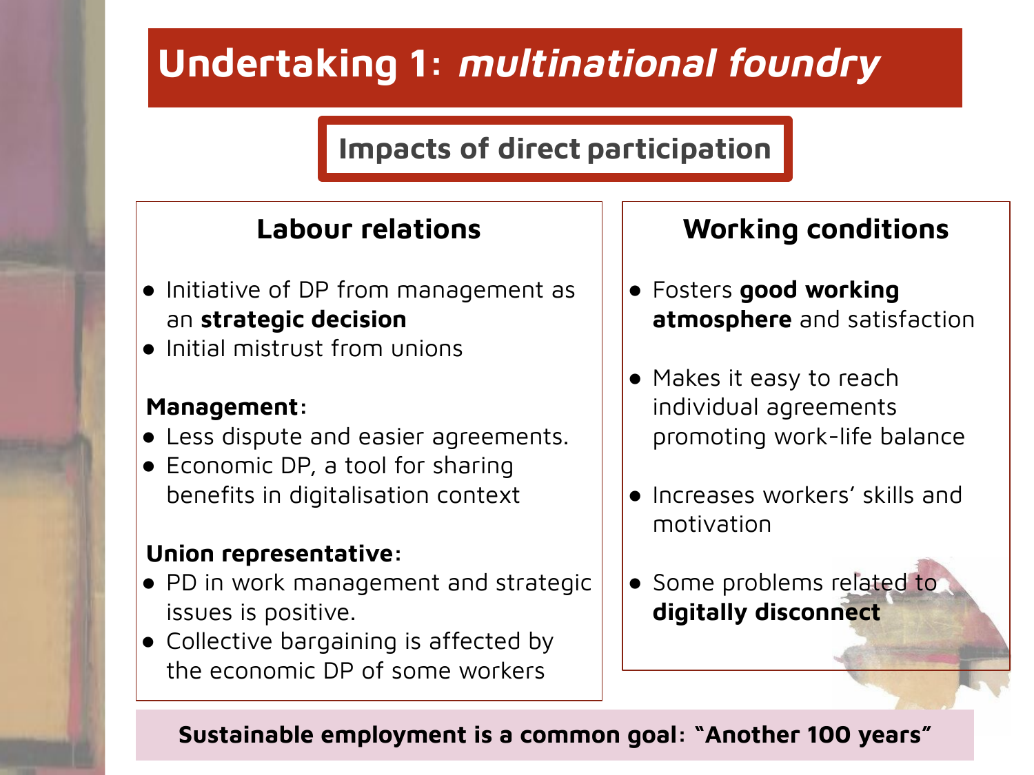# Undertaking 1: *multinational foundry*

## Impacts of direct participation

### Labour relations

- Initiative of DP from management as an **strategic decision**
- Initial mistrust from unions

**Management:**

- Less dispute and easier agreements.
- Economic DP, a tool for sharing benefits in digitalisation context

**Union representative:**

- PD in work management and strategic issues is positive.
- Collective bargaining is affected by the economic DP of some workers

### Working conditions

- Fosters **good working atmosphere** and satisfaction
- Makes it easy to reach individual agreements promoting work-life balance
- Increases workers' skills and motivation
- Some problems related to **digitally disconnect**

**Sustainable employment is a common goal: "Another 100 years"**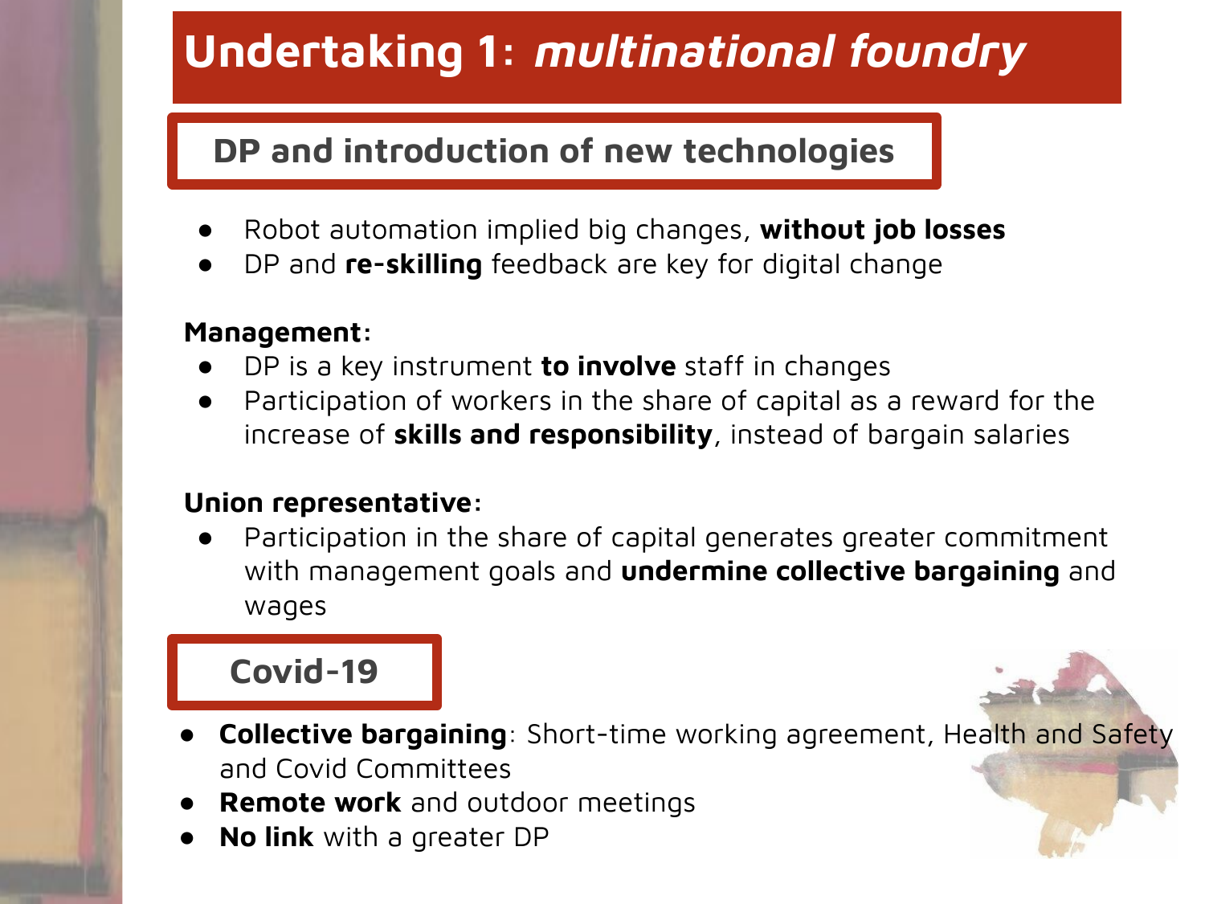# Undertaking 1: *multinational foundry*

## DP and introduction of new technologies

- Robot automation implied big changes, **without job losses**
- DP and **re-skilling** feedback are key for digital change

**Management:**

- DP is a key instrument **to involve** staff in changes
- Participation of workers in the share of capital as a reward for the increase of **skills and responsibility**, instead of bargain salaries

**Union representative:**

- Participation in the share of capital generates greater commitment with management goals and **undermine collective bargaining** and wages

## Covid-19

- **Collective bargaining**: Short-time working agreement, Health and Safety and Covid Committees
- **Remote work** and outdoor meetings
- **No link** with a greater DP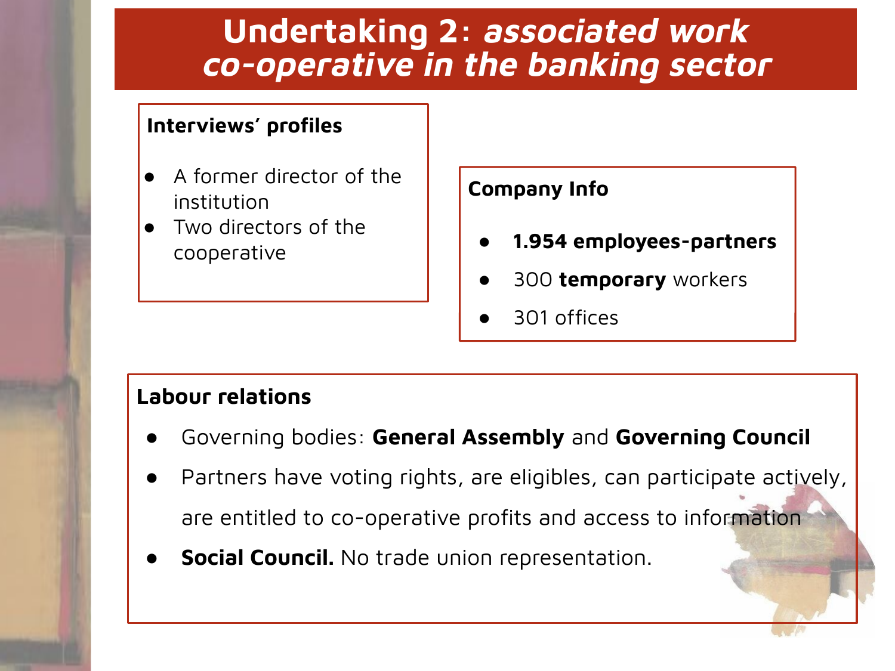# Undertaking 2: *associated work co-operative in the banking sector*

**Interviews' profiles**

- A former director of the institution
- Two directors of the cooperative

**Company Info**

- **1.954 employees-partners**
- 300 **temporary** workers
- 301 offices

**Labour relations**

- Governing bodies: **General Assembly** and **Governing Council**
- Partners have voting rights, are eligibles, can participate actively, are entitled to co-operative profits and access to information
- **Social Council.** No trade union representation.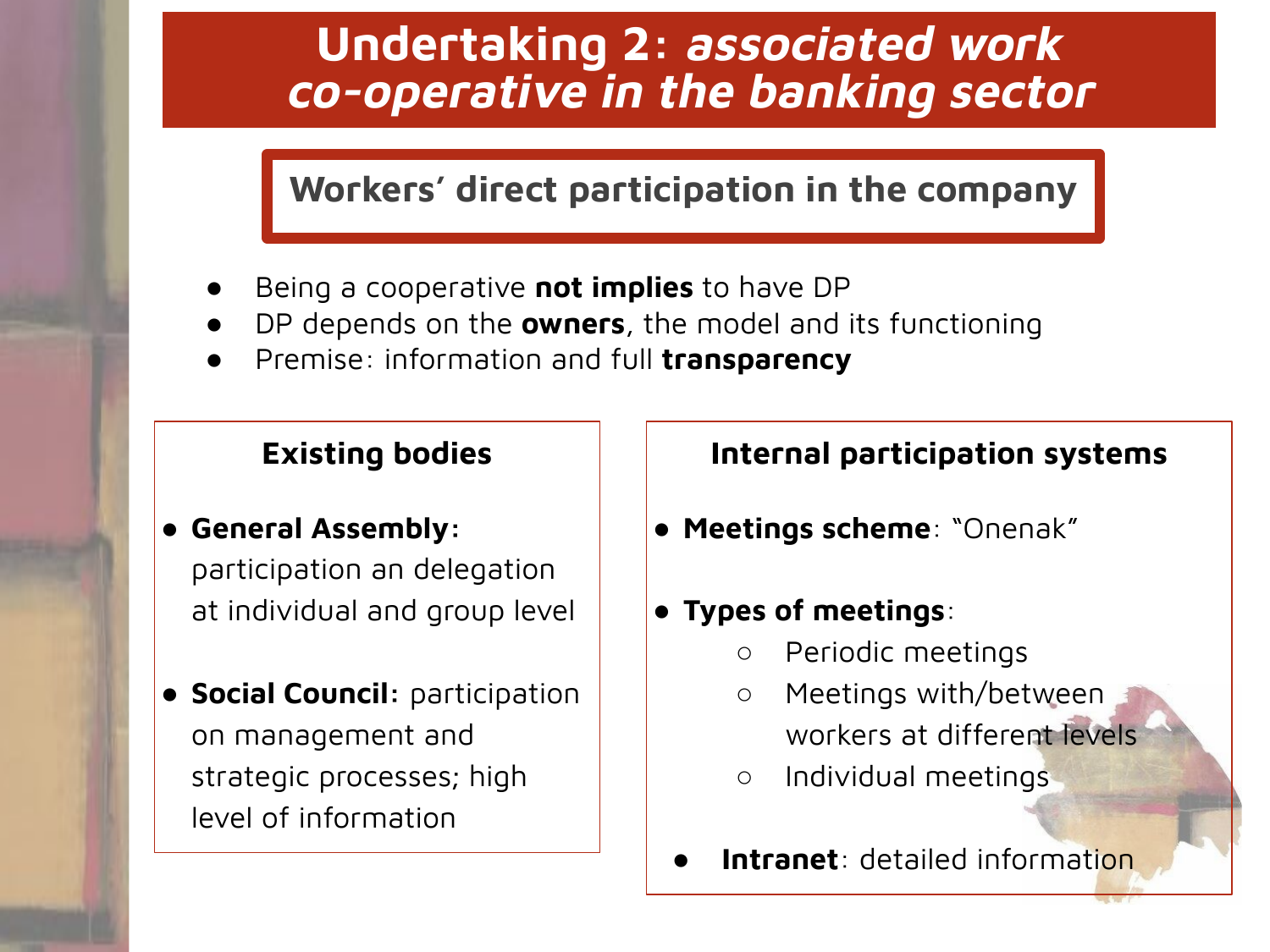# Undertaking 2: *associated work co-operative in the banking sector*

## Workers' direct participation in the company

- Being a cooperative **not implies** to have DP
- DP depends on the **owners**, the model and its functioning
- Premise: information and full **transparency**

### Existing bodies

- **General Assembly:** participation an delegation at individual and group level
- **Social Council:** participation on management and strategic processes; high level of information

### Internal participation systems

- **Meetings scheme**: "Onenak"
- **Types of meetings**:
  - Periodic meetings
  - Meetings with/between workers at different levels
  - Individual meetings
- **Intranet**: detailed information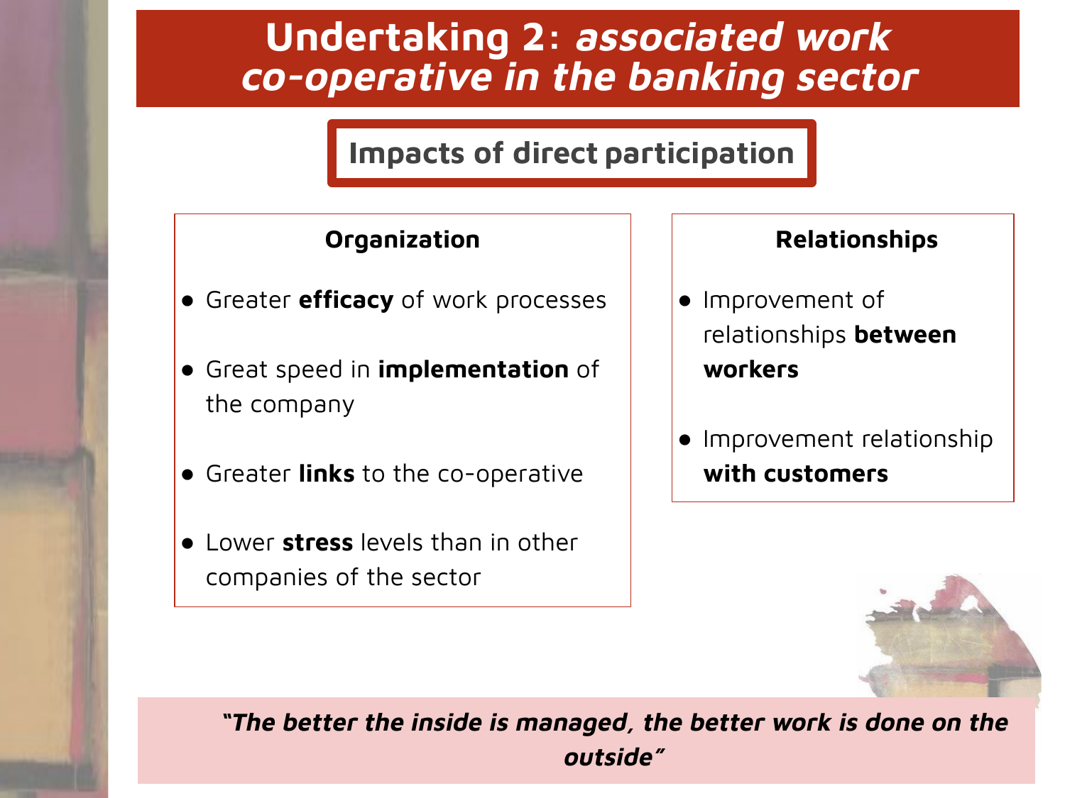# Undertaking 2: *associated work co-operative in the banking sector*

## Impacts of direct participation

### Organization

- Greater **efficacy** of work processes
- Great speed in **implementation** of the company
- Greater **links** to the co-operative
- Lower **stress** levels than in other companies of the sector

### Relationships

- Improvement of relationships **between workers**
- Improvement relationship **with customers**

***"The better the inside is managed, the better work is done on the outside"***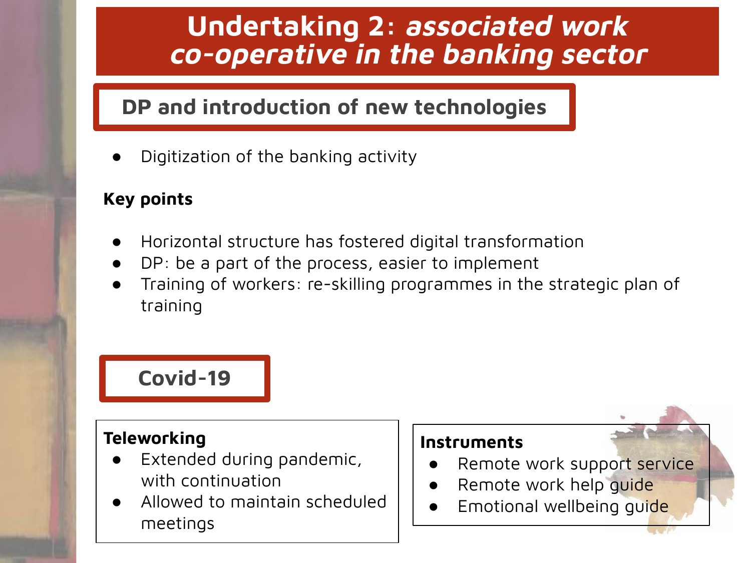# Undertaking 2: *associated work co-operative in the banking sector*

## DP and introduction of new technologies

- Digitization of the banking activity

**Key points**

- Horizontal structure has fostered digital transformation
- DP: be a part of the process, easier to implement
- Training of workers: re-skilling programmes in the strategic plan of training

## Covid-19

**Teleworking**

- Extended during pandemic, with continuation
- Allowed to maintain scheduled meetings

**Instruments**

- Remote work support service
- Remote work help guide
- Emotional wellbeing guide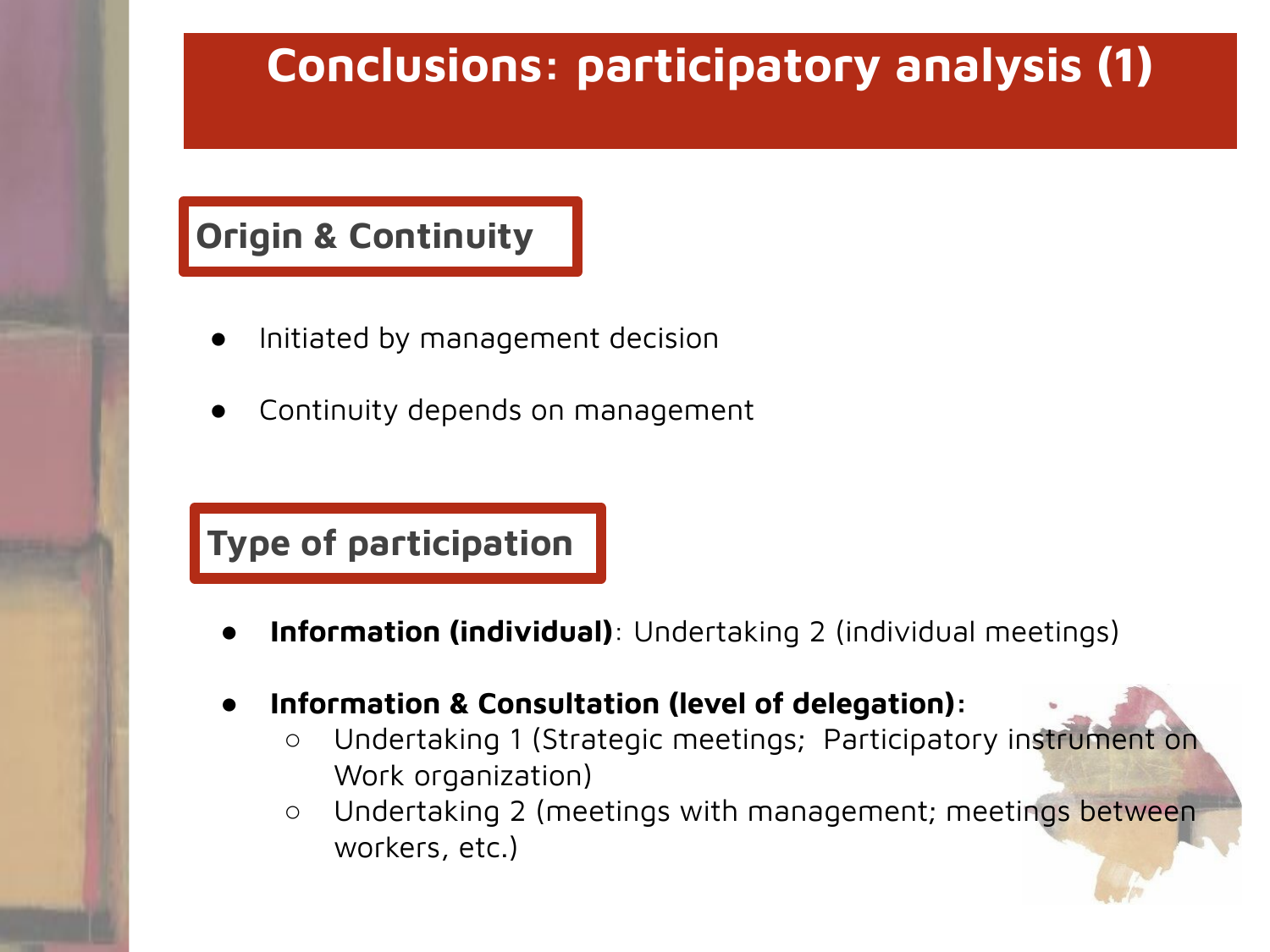# Conclusions: participatory analysis (1)

## Origin & Continuity

- Initiated by management decision
- Continuity depends on management

## Type of participation

- **Information (individual)**: Undertaking 2 (individual meetings)
- **Information & Consultation (level of delegation):**
  - Undertaking 1 (Strategic meetings; Participatory instrument on Work organization)
  - Undertaking 2 (meetings with management; meetings between workers, etc.)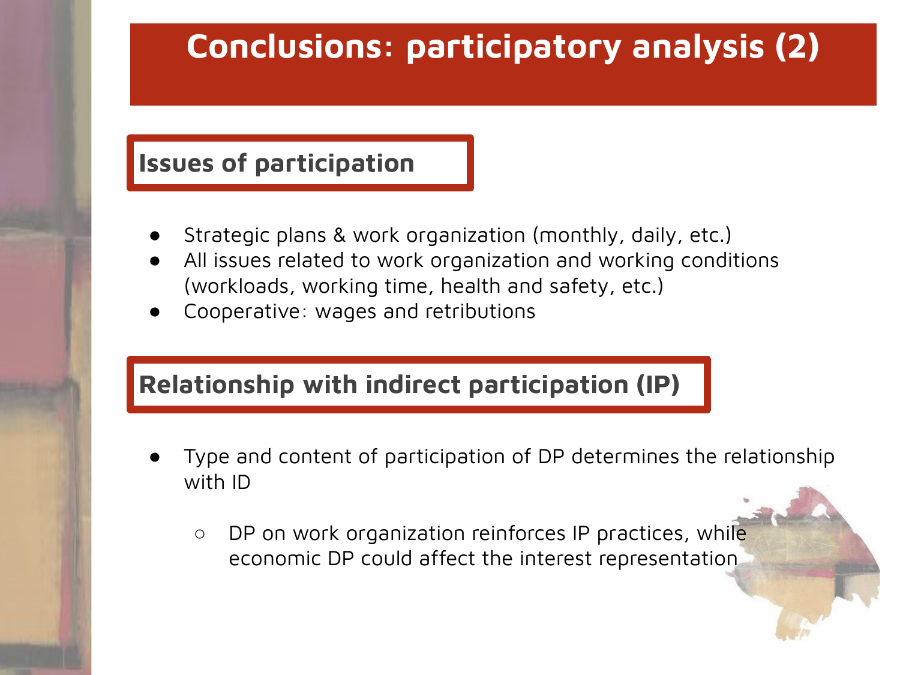# Conclusions: participatory analysis (2)

## Issues of participation

- Strategic plans & work organization (monthly, daily, etc.)
- All issues related to work organization and working conditions (workloads, working time, health and safety, etc.)
- Cooperative: wages and retributions

## Relationship with indirect participation (IP)

- Type and content of participation of DP determines the relationship with ID
  - DP on work organization reinforces IP practices, while economic DP could affect the interest representation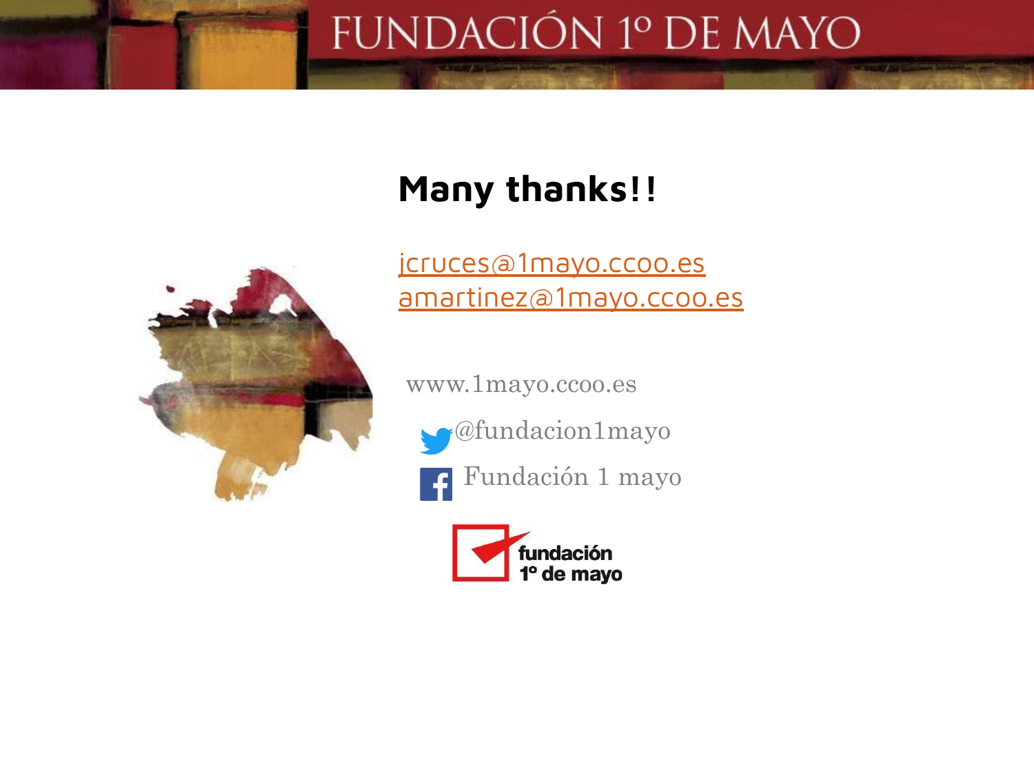# Many thanks!!

jcruces@1mayo.ccoo.es
amartinez@1mayo.ccoo.es

www.1mayo.ccoo.es

@fundacion1mayo

Fundación 1 mayo